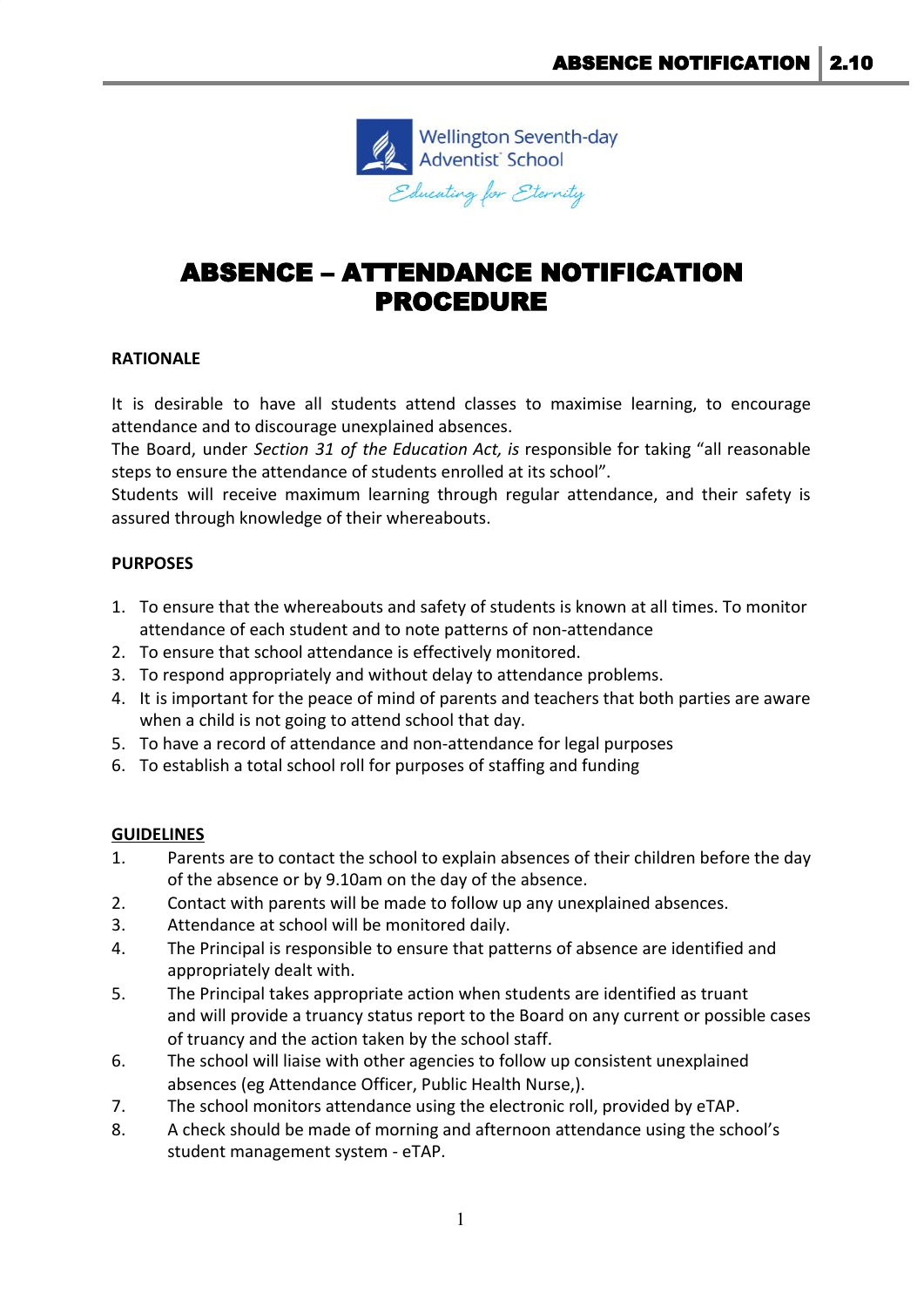# ABSENCE – ATTENDANCE NOTIFICATION PROCEDURE

## RATIONALE

It is desirable to have all students attend classes to maximise learning, to encourage attendance and to discourage unexplained absences.
The Board, under *Section 31 of the Education Act, is* responsible for taking "all reasonable steps to ensure the attendance of students enrolled at its school".
Students will receive maximum learning through regular attendance, and their safety is assured through knowledge of their whereabouts.

## PURPOSES

1. To ensure that the whereabouts and safety of students is known at all times. To monitor attendance of each student and to note patterns of non-attendance
2. To ensure that school attendance is effectively monitored.
3. To respond appropriately and without delay to attendance problems.
4. It is important for the peace of mind of parents and teachers that both parties are aware when a child is not going to attend school that day.
5. To have a record of attendance and non-attendance for legal purposes
6. To establish a total school roll for purposes of staffing and funding

## GUIDELINES

1. Parents are to contact the school to explain absences of their children before the day of the absence or by 9.10am on the day of the absence.
2. Contact with parents will be made to follow up any unexplained absences.
3. Attendance at school will be monitored daily.
4. The Principal is responsible to ensure that patterns of absence are identified and appropriately dealt with.
5. The Principal takes appropriate action when students are identified as truant and will provide a truancy status report to the Board on any current or possible cases of truancy and the action taken by the school staff.
6. The school will liaise with other agencies to follow up consistent unexplained absences (eg Attendance Officer, Public Health Nurse,).
7. The school monitors attendance using the electronic roll, provided by eTAP.
8. A check should be made of morning and afternoon attendance using the school's student management system - eTAP.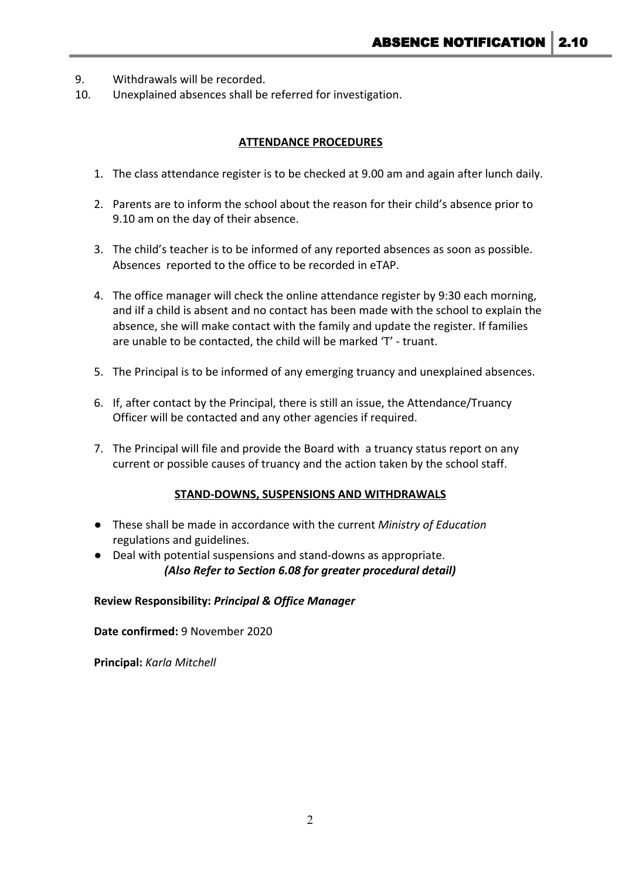9. Withdrawals will be recorded.
10. Unexplained absences shall be referred for investigation.

## ATTENDANCE PROCEDURES

1. The class attendance register is to be checked at 9.00 am and again after lunch daily.

2. Parents are to inform the school about the reason for their child's absence prior to 9.10 am on the day of their absence.

3. The child's teacher is to be informed of any reported absences as soon as possible. Absences reported to the office to be recorded in eTAP.

4. The office manager will check the online attendance register by 9:30 each morning, and iIf a child is absent and no contact has been made with the school to explain the absence, she will make contact with the family and update the register. If families are unable to be contacted, the child will be marked 'T' - truant.

5. The Principal is to be informed of any emerging truancy and unexplained absences.

6. If, after contact by the Principal, there is still an issue, the Attendance/Truancy Officer will be contacted and any other agencies if required.

7. The Principal will file and provide the Board with a truancy status report on any current or possible causes of truancy and the action taken by the school staff.

## STAND-DOWNS, SUSPENSIONS AND WITHDRAWALS

- These shall be made in accordance with the current *Ministry of Education* regulations and guidelines.
- Deal with potential suspensions and stand-downs as appropriate.

***(Also Refer to Section 6.08 for greater procedural detail)***

**Review Responsibility:** ***Principal & Office Manager***

**Date confirmed:** 9 November 2020

**Principal:** *Karla Mitchell*